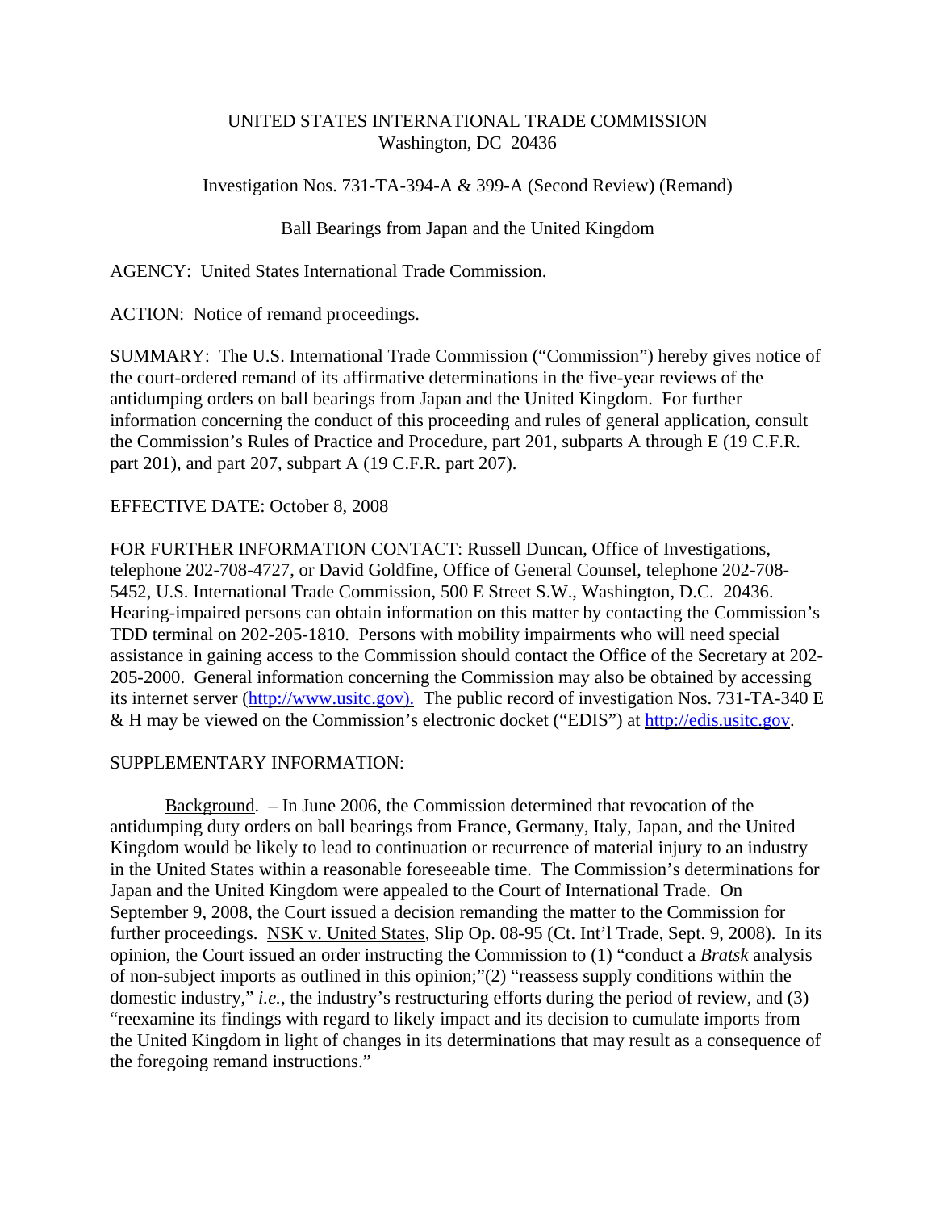UNITED STATES INTERNATIONAL TRADE COMMISSION
Washington, DC 20436

Investigation Nos. 731-TA-394-A & 399-A (Second Review) (Remand)

Ball Bearings from Japan and the United Kingdom

AGENCY: United States International Trade Commission.

ACTION: Notice of remand proceedings.

SUMMARY: The U.S. International Trade Commission ("Commission") hereby gives notice of the court-ordered remand of its affirmative determinations in the five-year reviews of the antidumping orders on ball bearings from Japan and the United Kingdom. For further information concerning the conduct of this proceeding and rules of general application, consult the Commission's Rules of Practice and Procedure, part 201, subparts A through E (19 C.F.R. part 201), and part 207, subpart A (19 C.F.R. part 207).

EFFECTIVE DATE: October 8, 2008

FOR FURTHER INFORMATION CONTACT: Russell Duncan, Office of Investigations, telephone 202-708-4727, or David Goldfine, Office of General Counsel, telephone 202-708-5452, U.S. International Trade Commission, 500 E Street S.W., Washington, D.C. 20436. Hearing-impaired persons can obtain information on this matter by contacting the Commission's TDD terminal on 202-205-1810. Persons with mobility impairments who will need special assistance in gaining access to the Commission should contact the Office of the Secretary at 202-205-2000. General information concerning the Commission may also be obtained by accessing its internet server (http://www.usitc.gov). The public record of investigation Nos. 731-TA-340 E & H may be viewed on the Commission's electronic docket ("EDIS") at http://edis.usitc.gov.

SUPPLEMENTARY INFORMATION:

Background. – In June 2006, the Commission determined that revocation of the antidumping duty orders on ball bearings from France, Germany, Italy, Japan, and the United Kingdom would be likely to lead to continuation or recurrence of material injury to an industry in the United States within a reasonable foreseeable time. The Commission's determinations for Japan and the United Kingdom were appealed to the Court of International Trade. On September 9, 2008, the Court issued a decision remanding the matter to the Commission for further proceedings. NSK v. United States, Slip Op. 08-95 (Ct. Int'l Trade, Sept. 9, 2008). In its opinion, the Court issued an order instructing the Commission to (1) "conduct a *Bratsk* analysis of non-subject imports as outlined in this opinion;"(2) "reassess supply conditions within the domestic industry," *i.e.*, the industry's restructuring efforts during the period of review, and (3) "reexamine its findings with regard to likely impact and its decision to cumulate imports from the United Kingdom in light of changes in its determinations that may result as a consequence of the foregoing remand instructions."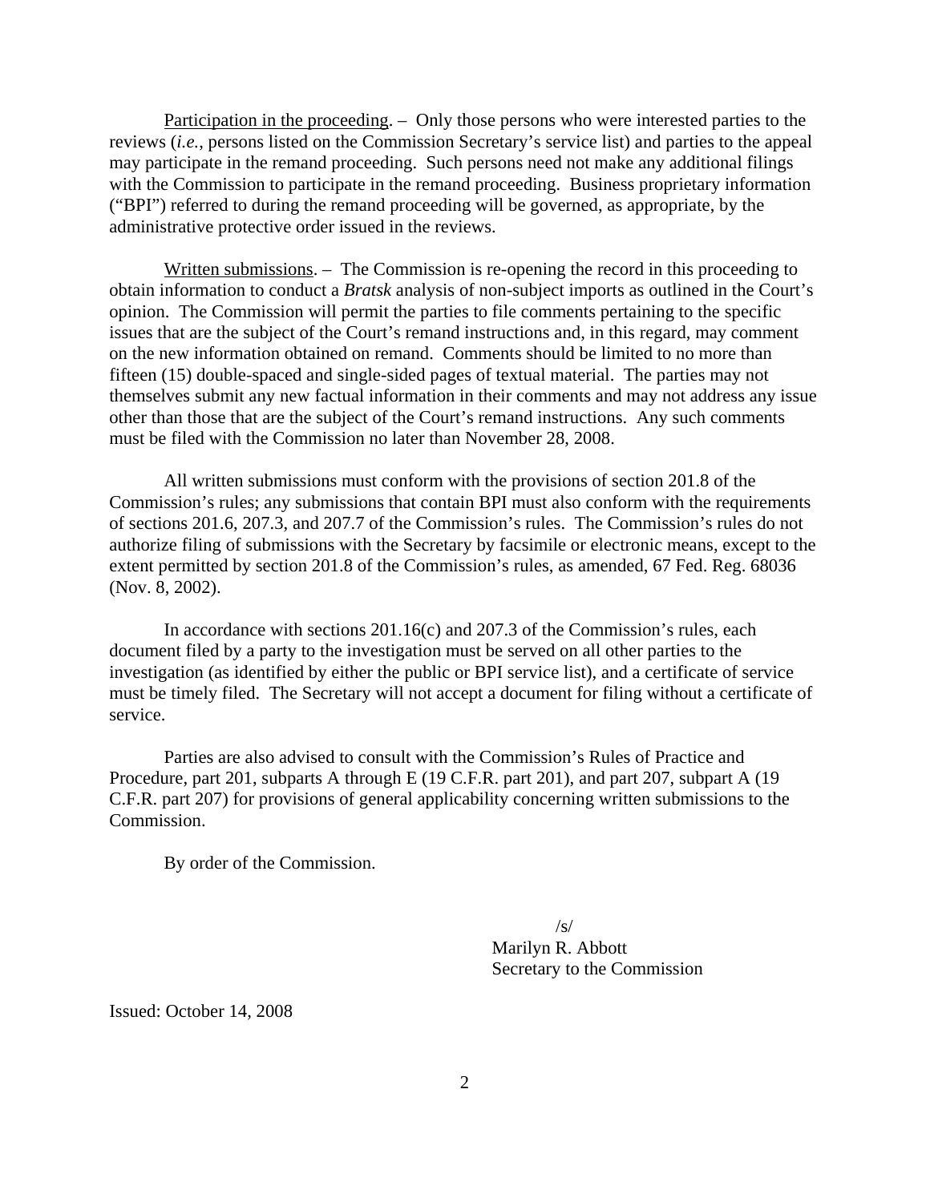Participation in the proceeding. – Only those persons who were interested parties to the reviews (*i.e.*, persons listed on the Commission Secretary's service list) and parties to the appeal may participate in the remand proceeding. Such persons need not make any additional filings with the Commission to participate in the remand proceeding. Business proprietary information ("BPI") referred to during the remand proceeding will be governed, as appropriate, by the administrative protective order issued in the reviews.

Written submissions. – The Commission is re-opening the record in this proceeding to obtain information to conduct a *Bratsk* analysis of non-subject imports as outlined in the Court's opinion. The Commission will permit the parties to file comments pertaining to the specific issues that are the subject of the Court's remand instructions and, in this regard, may comment on the new information obtained on remand. Comments should be limited to no more than fifteen (15) double-spaced and single-sided pages of textual material. The parties may not themselves submit any new factual information in their comments and may not address any issue other than those that are the subject of the Court's remand instructions. Any such comments must be filed with the Commission no later than November 28, 2008.

All written submissions must conform with the provisions of section 201.8 of the Commission's rules; any submissions that contain BPI must also conform with the requirements of sections 201.6, 207.3, and 207.7 of the Commission's rules. The Commission's rules do not authorize filing of submissions with the Secretary by facsimile or electronic means, except to the extent permitted by section 201.8 of the Commission's rules, as amended, 67 Fed. Reg. 68036 (Nov. 8, 2002).

In accordance with sections 201.16(c) and 207.3 of the Commission's rules, each document filed by a party to the investigation must be served on all other parties to the investigation (as identified by either the public or BPI service list), and a certificate of service must be timely filed. The Secretary will not accept a document for filing without a certificate of service.

Parties are also advised to consult with the Commission's Rules of Practice and Procedure, part 201, subparts A through E (19 C.F.R. part 201), and part 207, subpart A (19 C.F.R. part 207) for provisions of general applicability concerning written submissions to the Commission.

By order of the Commission.

/s/
Marilyn R. Abbott
Secretary to the Commission

Issued: October 14, 2008